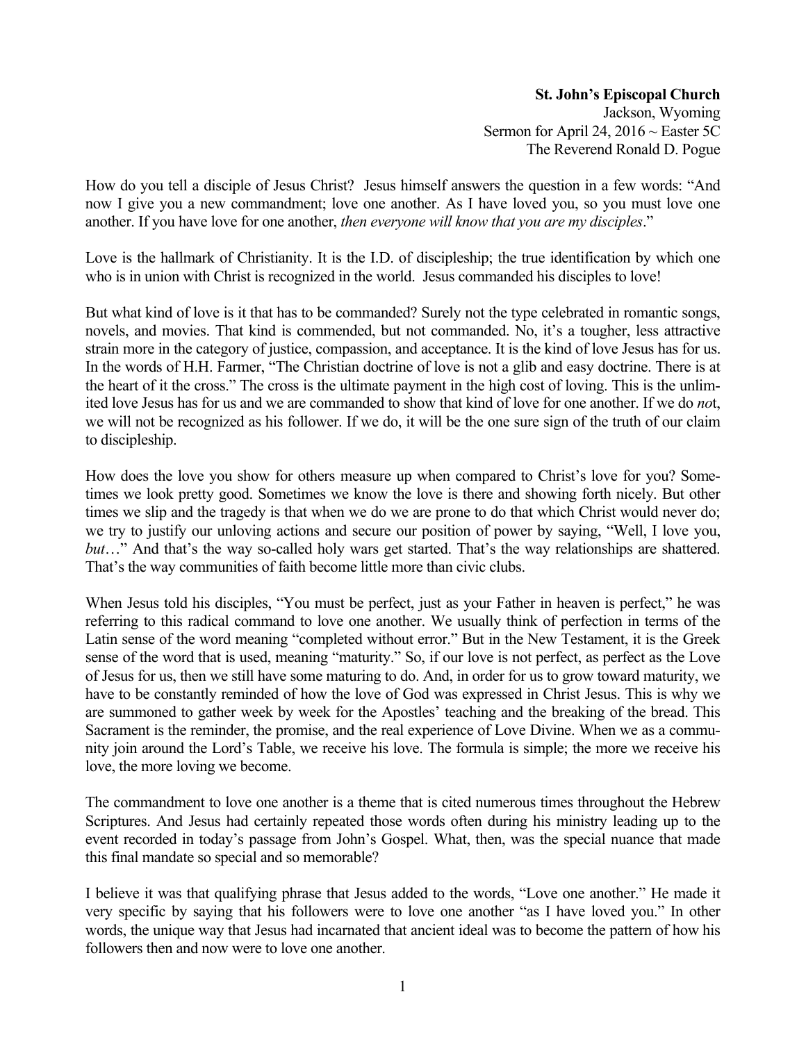**St. John's Episcopal Church**
Jackson, Wyoming
Sermon for April 24, 2016 ~ Easter 5C
The Reverend Ronald D. Pogue

How do you tell a disciple of Jesus Christ? Jesus himself answers the question in a few words: "And now I give you a new commandment; love one another. As I have loved you, so you must love one another. If you have love for one another, *then everyone will know that you are my disciples*."

Love is the hallmark of Christianity. It is the I.D. of discipleship; the true identification by which one who is in union with Christ is recognized in the world. Jesus commanded his disciples to love!

But what kind of love is it that has to be commanded? Surely not the type celebrated in romantic songs, novels, and movies. That kind is commended, but not commanded. No, it's a tougher, less attractive strain more in the category of justice, compassion, and acceptance. It is the kind of love Jesus has for us. In the words of H.H. Farmer, "The Christian doctrine of love is not a glib and easy doctrine. There is at the heart of it the cross." The cross is the ultimate payment in the high cost of loving. This is the unlimited love Jesus has for us and we are commanded to show that kind of love for one another. If we do *no*t, we will not be recognized as his follower. If we do, it will be the one sure sign of the truth of our claim to discipleship.

How does the love you show for others measure up when compared to Christ's love for you? Sometimes we look pretty good. Sometimes we know the love is there and showing forth nicely. But other times we slip and the tragedy is that when we do we are prone to do that which Christ would never do; we try to justify our unloving actions and secure our position of power by saying, "Well, I love you, *but*…" And that's the way so-called holy wars get started. That's the way relationships are shattered. That's the way communities of faith become little more than civic clubs.

When Jesus told his disciples, "You must be perfect, just as your Father in heaven is perfect," he was referring to this radical command to love one another. We usually think of perfection in terms of the Latin sense of the word meaning "completed without error." But in the New Testament, it is the Greek sense of the word that is used, meaning "maturity." So, if our love is not perfect, as perfect as the Love of Jesus for us, then we still have some maturing to do. And, in order for us to grow toward maturity, we have to be constantly reminded of how the love of God was expressed in Christ Jesus. This is why we are summoned to gather week by week for the Apostles' teaching and the breaking of the bread. This Sacrament is the reminder, the promise, and the real experience of Love Divine. When we as a community join around the Lord's Table, we receive his love. The formula is simple; the more we receive his love, the more loving we become.

The commandment to love one another is a theme that is cited numerous times throughout the Hebrew Scriptures. And Jesus had certainly repeated those words often during his ministry leading up to the event recorded in today's passage from John's Gospel. What, then, was the special nuance that made this final mandate so special and so memorable?

I believe it was that qualifying phrase that Jesus added to the words, "Love one another." He made it very specific by saying that his followers were to love one another "as I have loved you." In other words, the unique way that Jesus had incarnated that ancient ideal was to become the pattern of how his followers then and now were to love one another.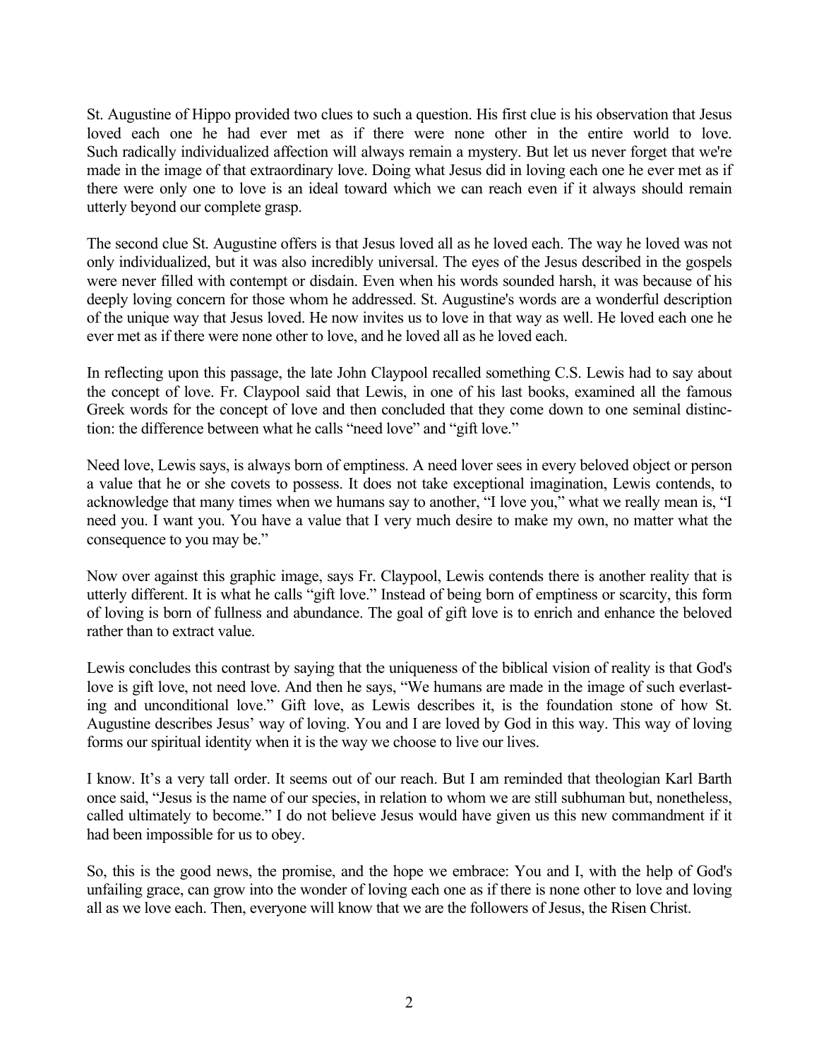St. Augustine of Hippo provided two clues to such a question. His first clue is his observation that Jesus loved each one he had ever met as if there were none other in the entire world to love. Such radically individualized affection will always remain a mystery. But let us never forget that we're made in the image of that extraordinary love. Doing what Jesus did in loving each one he ever met as if there were only one to love is an ideal toward which we can reach even if it always should remain utterly beyond our complete grasp.

The second clue St. Augustine offers is that Jesus loved all as he loved each. The way he loved was not only individualized, but it was also incredibly universal. The eyes of the Jesus described in the gospels were never filled with contempt or disdain. Even when his words sounded harsh, it was because of his deeply loving concern for those whom he addressed. St. Augustine's words are a wonderful description of the unique way that Jesus loved. He now invites us to love in that way as well. He loved each one he ever met as if there were none other to love, and he loved all as he loved each.

In reflecting upon this passage, the late John Claypool recalled something C.S. Lewis had to say about the concept of love. Fr. Claypool said that Lewis, in one of his last books, examined all the famous Greek words for the concept of love and then concluded that they come down to one seminal distinction: the difference between what he calls "need love" and "gift love."

Need love, Lewis says, is always born of emptiness. A need lover sees in every beloved object or person a value that he or she covets to possess. It does not take exceptional imagination, Lewis contends, to acknowledge that many times when we humans say to another, "I love you," what we really mean is, "I need you. I want you. You have a value that I very much desire to make my own, no matter what the consequence to you may be."

Now over against this graphic image, says Fr. Claypool, Lewis contends there is another reality that is utterly different. It is what he calls "gift love." Instead of being born of emptiness or scarcity, this form of loving is born of fullness and abundance. The goal of gift love is to enrich and enhance the beloved rather than to extract value.

Lewis concludes this contrast by saying that the uniqueness of the biblical vision of reality is that God's love is gift love, not need love. And then he says, "We humans are made in the image of such everlasting and unconditional love." Gift love, as Lewis describes it, is the foundation stone of how St. Augustine describes Jesus' way of loving. You and I are loved by God in this way. This way of loving forms our spiritual identity when it is the way we choose to live our lives.

I know. It's a very tall order. It seems out of our reach. But I am reminded that theologian Karl Barth once said, "Jesus is the name of our species, in relation to whom we are still subhuman but, nonetheless, called ultimately to become." I do not believe Jesus would have given us this new commandment if it had been impossible for us to obey.

So, this is the good news, the promise, and the hope we embrace: You and I, with the help of God's unfailing grace, can grow into the wonder of loving each one as if there is none other to love and loving all as we love each. Then, everyone will know that we are the followers of Jesus, the Risen Christ.